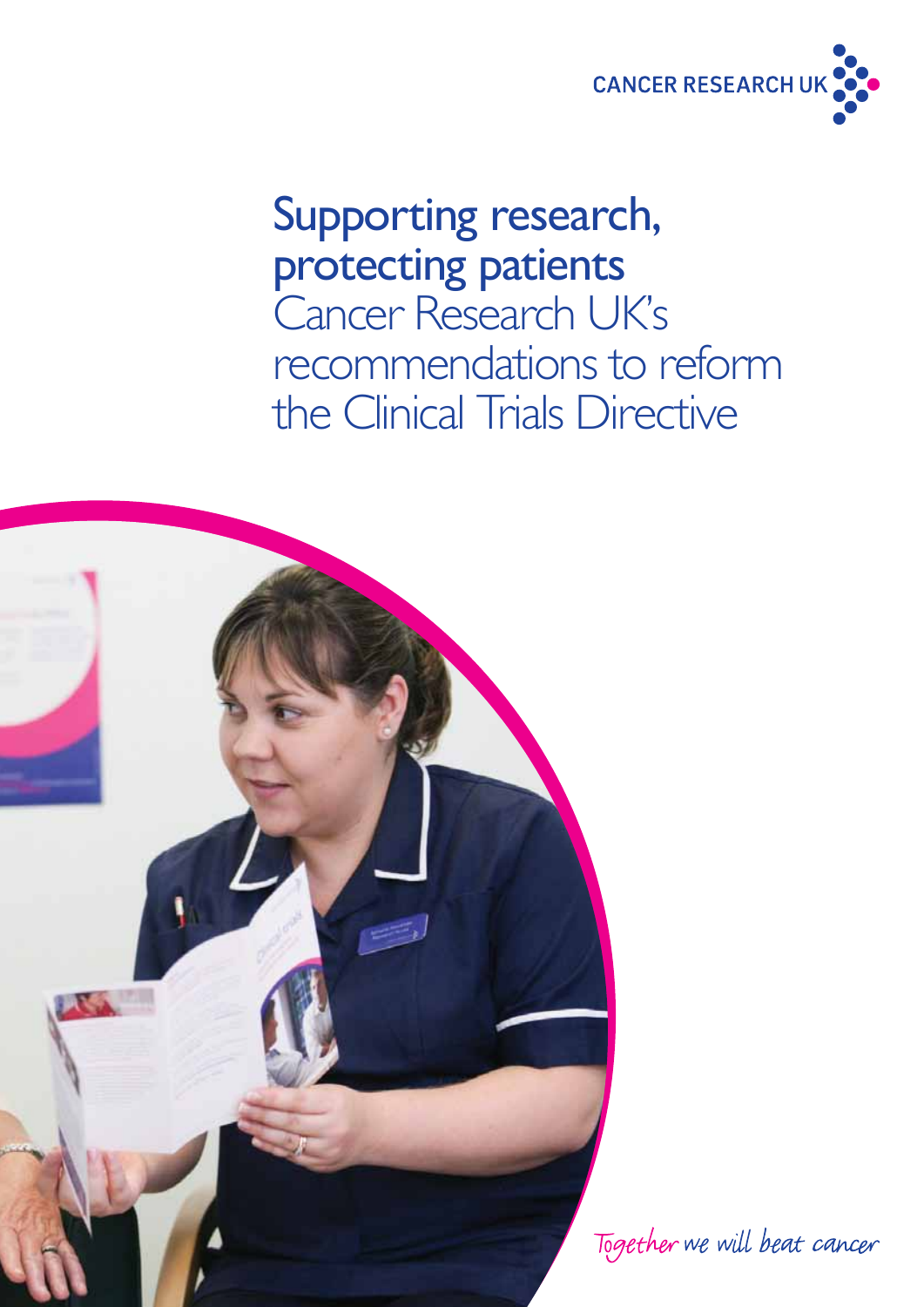CANCER RESEARCH UK

# Supporting research, protecting patients

## Cancer Research UK's recommendations to reform the Clinical Trials Directive

*Together we will beat cancer*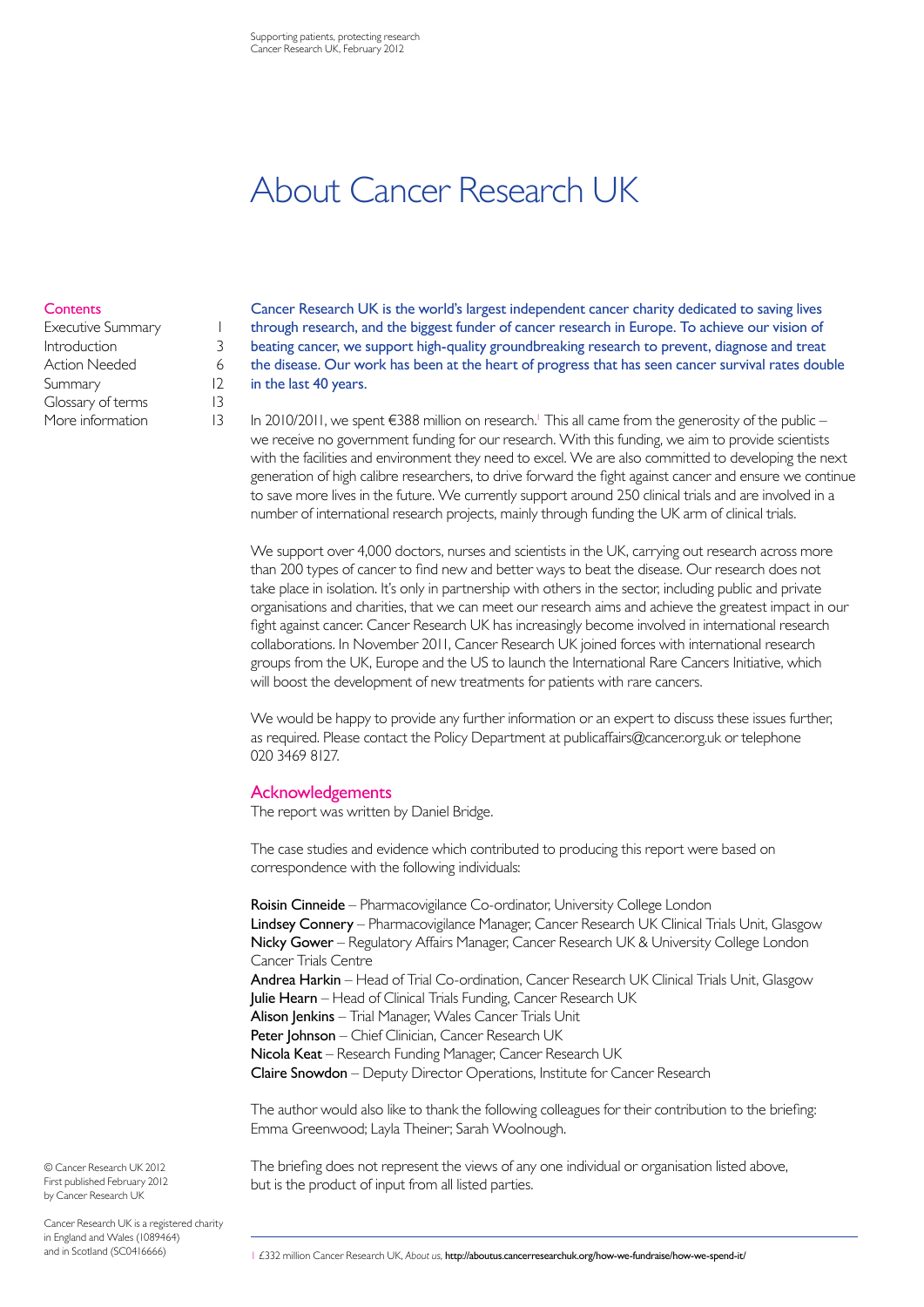# About Cancer Research UK

**Contents**

| | |
|---|---|
| Executive Summary | 1 |
| Introduction | 3 |
| Action Needed | 6 |
| Summary | 12 |
| Glossary of terms | 13 |
| More information | 13 |

Cancer Research UK is the world's largest independent cancer charity dedicated to saving lives through research, and the biggest funder of cancer research in Europe. To achieve our vision of beating cancer, we support high-quality groundbreaking research to prevent, diagnose and treat the disease. Our work has been at the heart of progress that has seen cancer survival rates double in the last 40 years.

In 2010/2011, we spent €388 million on research.[1] This all came from the generosity of the public – we receive no government funding for our research. With this funding, we aim to provide scientists with the facilities and environment they need to excel. We are also committed to developing the next generation of high calibre researchers, to drive forward the fight against cancer and ensure we continue to save more lives in the future. We currently support around 250 clinical trials and are involved in a number of international research projects, mainly through funding the UK arm of clinical trials.

We support over 4,000 doctors, nurses and scientists in the UK, carrying out research across more than 200 types of cancer to find new and better ways to beat the disease. Our research does not take place in isolation. It's only in partnership with others in the sector, including public and private organisations and charities, that we can meet our research aims and achieve the greatest impact in our fight against cancer. Cancer Research UK has increasingly become involved in international research collaborations. In November 2011, Cancer Research UK joined forces with international research groups from the UK, Europe and the US to launch the International Rare Cancers Initiative, which will boost the development of new treatments for patients with rare cancers.

We would be happy to provide any further information or an expert to discuss these issues further, as required. Please contact the Policy Department at publicaffairs@cancer.org.uk or telephone 020 3469 8127.

## Acknowledgements

The report was written by Daniel Bridge.

The case studies and evidence which contributed to producing this report were based on correspondence with the following individuals:

**Roisin Cinneide** – Pharmacovigilance Co-ordinator, University College London
**Lindsey Connery** – Pharmacovigilance Manager, Cancer Research UK Clinical Trials Unit, Glasgow
**Nicky Gower** – Regulatory Affairs Manager, Cancer Research UK & University College London Cancer Trials Centre
**Andrea Harkin** – Head of Trial Co-ordination, Cancer Research UK Clinical Trials Unit, Glasgow
**Julie Hearn** – Head of Clinical Trials Funding, Cancer Research UK
**Alison Jenkins** – Trial Manager, Wales Cancer Trials Unit
**Peter Johnson** – Chief Clinician, Cancer Research UK
**Nicola Keat** – Research Funding Manager, Cancer Research UK
**Claire Snowdon** – Deputy Director Operations, Institute for Cancer Research

The author would also like to thank the following colleagues for their contribution to the briefing: Emma Greenwood; Layla Theiner; Sarah Woolnough.

The briefing does not represent the views of any one individual or organisation listed above, but is the product of input from all listed parties.

© Cancer Research UK 2012
First published February 2012
by Cancer Research UK

Cancer Research UK is a registered charity in England and Wales (1089464) and in Scotland (SC041666)

1 £332 million Cancer Research UK, *About us,* http://aboutus.cancerresearchuk.org/how-we-fundraise/how-we-spend-it/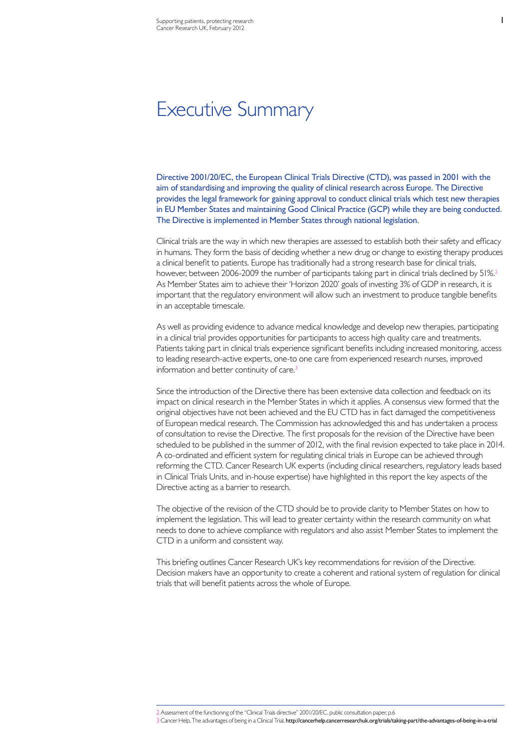# Executive Summary

Directive 2001/20/EC, the European Clinical Trials Directive (CTD), was passed in 2001 with the aim of standardising and improving the quality of clinical research across Europe. The Directive provides the legal framework for gaining approval to conduct clinical trials which test new therapies in EU Member States and maintaining Good Clinical Practice (GCP) while they are being conducted. The Directive is implemented in Member States through national legislation.

Clinical trials are the way in which new therapies are assessed to establish both their safety and efficacy in humans. They form the basis of deciding whether a new drug or change to existing therapy produces a clinical benefit to patients. Europe has traditionally had a strong research base for clinical trials, however, between 2006-2009 the number of participants taking part in clinical trials declined by 51%.[2] As Member States aim to achieve their 'Horizon 2020' goals of investing 3% of GDP in research, it is important that the regulatory environment will allow such an investment to produce tangible benefits in an acceptable timescale.

As well as providing evidence to advance medical knowledge and develop new therapies, participating in a clinical trial provides opportunities for participants to access high quality care and treatments. Patients taking part in clinical trials experience significant benefits including increased monitoring, access to leading research-active experts, one-to one care from experienced research nurses, improved information and better continuity of care.[3]

Since the introduction of the Directive there has been extensive data collection and feedback on its impact on clinical research in the Member States in which it applies. A consensus view formed that the original objectives have not been achieved and the EU CTD has in fact damaged the competitiveness of European medical research. The Commission has acknowledged this and has undertaken a process of consultation to revise the Directive. The first proposals for the revision of the Directive have been scheduled to be published in the summer of 2012, with the final revision expected to take place in 2014. A co-ordinated and efficient system for regulating clinical trials in Europe can be achieved through reforming the CTD. Cancer Research UK experts (including clinical researchers, regulatory leads based in Clinical Trials Units, and in-house expertise) have highlighted in this report the key aspects of the Directive acting as a barrier to research.

The objective of the revision of the CTD should be to provide clarity to Member States on how to implement the legislation. This will lead to greater certainty within the research community on what needs to done to achieve compliance with regulators and also assist Member States to implement the CTD in a uniform and consistent way.

This briefing outlines Cancer Research UK's key recommendations for revision of the Directive. Decision makers have an opportunity to create a coherent and rational system of regulation for clinical trials that will benefit patients across the whole of Europe.

---

2 Assessment of the functioning of the "Clinical Trials directive" 2001/20/EC, public consultation paper, p.6

3 Cancer Help, The advantages of being in a Clinical Trial, **http://cancerhelp.cancerresearchuk.org/trials/taking-part/the-advantages-of-being-in-a-trial**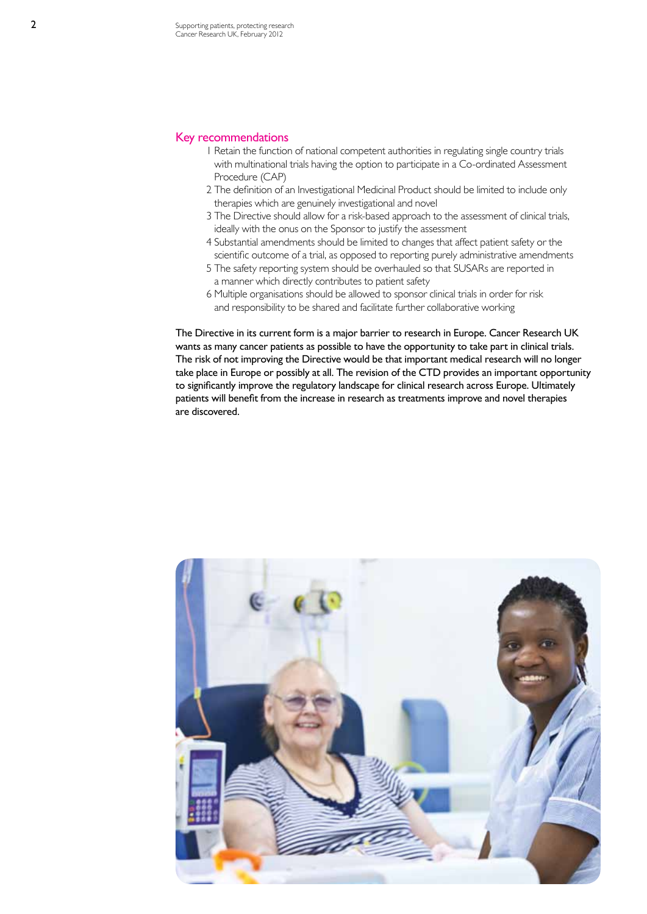## Key recommendations

1. Retain the function of national competent authorities in regulating single country trials with multinational trials having the option to participate in a Co-ordinated Assessment Procedure (CAP)
2. The definition of an Investigational Medicinal Product should be limited to include only therapies which are genuinely investigational and novel
3. The Directive should allow for a risk-based approach to the assessment of clinical trials, ideally with the onus on the Sponsor to justify the assessment
4. Substantial amendments should be limited to changes that affect patient safety or the scientific outcome of a trial, as opposed to reporting purely administrative amendments
5. The safety reporting system should be overhauled so that SUSARs are reported in a manner which directly contributes to patient safety
6. Multiple organisations should be allowed to sponsor clinical trials in order for risk and responsibility to be shared and facilitate further collaborative working

**The Directive in its current form is a major barrier to research in Europe. Cancer Research UK wants as many cancer patients as possible to have the opportunity to take part in clinical trials. The risk of not improving the Directive would be that important medical research will no longer take place in Europe or possibly at all. The revision of the CTD provides an important opportunity to significantly improve the regulatory landscape for clinical research across Europe. Ultimately patients will benefit from the increase in research as treatments improve and novel therapies are discovered.**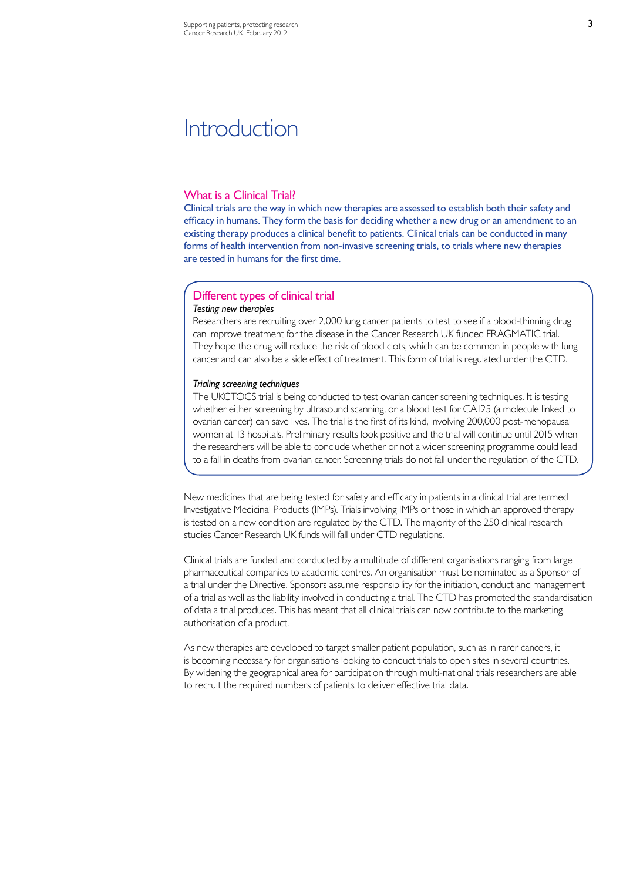# Introduction

## What is a Clinical Trial?

Clinical trials are the way in which new therapies are assessed to establish both their safety and efficacy in humans. They form the basis for deciding whether a new drug or an amendment to an existing therapy produces a clinical benefit to patients. Clinical trials can be conducted in many forms of health intervention from non-invasive screening trials, to trials where new therapies are tested in humans for the first time.

### Different types of clinical trial

*Testing new therapies*

Researchers are recruiting over 2,000 lung cancer patients to test to see if a blood-thinning drug can improve treatment for the disease in the Cancer Research UK funded FRAGMATIC trial. They hope the drug will reduce the risk of blood clots, which can be common in people with lung cancer and can also be a side effect of treatment. This form of trial is regulated under the CTD.

*Trialing screening techniques*

The UKCTOCS trial is being conducted to test ovarian cancer screening techniques. It is testing whether either screening by ultrasound scanning, or a blood test for CA125 (a molecule linked to ovarian cancer) can save lives. The trial is the first of its kind, involving 200,000 post-menopausal women at 13 hospitals. Preliminary results look positive and the trial will continue until 2015 when the researchers will be able to conclude whether or not a wider screening programme could lead to a fall in deaths from ovarian cancer. Screening trials do not fall under the regulation of the CTD.

New medicines that are being tested for safety and efficacy in patients in a clinical trial are termed Investigative Medicinal Products (IMPs). Trials involving IMPs or those in which an approved therapy is tested on a new condition are regulated by the CTD. The majority of the 250 clinical research studies Cancer Research UK funds will fall under CTD regulations.

Clinical trials are funded and conducted by a multitude of different organisations ranging from large pharmaceutical companies to academic centres. An organisation must be nominated as a Sponsor of a trial under the Directive. Sponsors assume responsibility for the initiation, conduct and management of a trial as well as the liability involved in conducting a trial. The CTD has promoted the standardisation of data a trial produces. This has meant that all clinical trials can now contribute to the marketing authorisation of a product.

As new therapies are developed to target smaller patient population, such as in rarer cancers, it is becoming necessary for organisations looking to conduct trials to open sites in several countries. By widening the geographical area for participation through multi-national trials researchers are able to recruit the required numbers of patients to deliver effective trial data.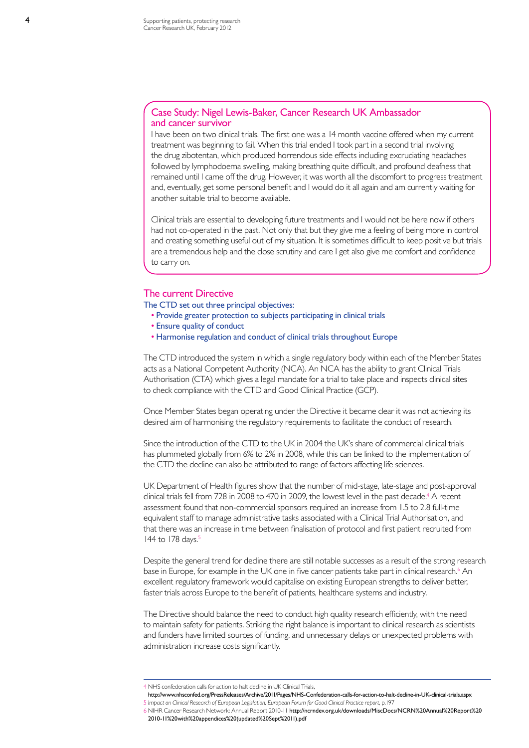## Case Study: Nigel Lewis-Baker, Cancer Research UK Ambassador and cancer survivor

I have been on two clinical trials. The first one was a 14 month vaccine offered when my current treatment was beginning to fail. When this trial ended I took part in a second trial involving the drug zibotentan, which produced horrendous side effects including excruciating headaches followed by lymphodoema swelling, making breathing quite difficult, and profound deafness that remained until I came off the drug. However, it was worth all the discomfort to progress treatment and, eventually, get some personal benefit and I would do it all again and am currently waiting for another suitable trial to become available.

Clinical trials are essential to developing future treatments and I would not be here now if others had not co-operated in the past. Not only that but they give me a feeling of being more in control and creating something useful out of my situation. It is sometimes difficult to keep positive but trials are a tremendous help and the close scrutiny and care I get also give me comfort and confidence to carry on.

## The current Directive

**The CTD set out three principal objectives:**

- Provide greater protection to subjects participating in clinical trials
- Ensure quality of conduct
- Harmonise regulation and conduct of clinical trials throughout Europe

The CTD introduced the system in which a single regulatory body within each of the Member States acts as a National Competent Authority (NCA). An NCA has the ability to grant Clinical Trials Authorisation (CTA) which gives a legal mandate for a trial to take place and inspects clinical sites to check compliance with the CTD and Good Clinical Practice (GCP).

Once Member States began operating under the Directive it became clear it was not achieving its desired aim of harmonising the regulatory requirements to facilitate the conduct of research.

Since the introduction of the CTD to the UK in 2004 the UK's share of commercial clinical trials has plummeted globally from 6% to 2% in 2008, while this can be linked to the implementation of the CTD the decline can also be attributed to range of factors affecting life sciences.

UK Department of Health figures show that the number of mid-stage, late-stage and post-approval clinical trials fell from 728 in 2008 to 470 in 2009, the lowest level in the past decade.[4] A recent assessment found that non-commercial sponsors required an increase from 1.5 to 2.8 full-time equivalent staff to manage administrative tasks associated with a Clinical Trial Authorisation, and that there was an increase in time between finalisation of protocol and first patient recruited from 144 to 178 days.[5]

Despite the general trend for decline there are still notable successes as a result of the strong research base in Europe, for example in the UK one in five cancer patients take part in clinical research.[6] An excellent regulatory framework would capitalise on existing European strengths to deliver better, faster trials across Europe to the benefit of patients, healthcare systems and industry.

The Directive should balance the need to conduct high quality research efficiently, with the need to maintain safety for patients. Striking the right balance is important to clinical research as scientists and funders have limited sources of funding, and unnecessary delays or unexpected problems with administration increase costs significantly.

---

4 NHS confederation calls for action to halt decline in UK Clinical Trials, **http://www.nhsconfed.org/PressReleases/Archive/2011/Pages/NHS-Confederation-calls-for-action-to-halt-decline-in-UK-clinical-trials.aspx**

5 *Impact on Clinical Research of European Legislation, European Forum for Good Clinical Practice report*, p.197

6 NIHR Cancer Research Network: Annual Report 2010-11 **http://ncrndev.org.uk/downloads/MiscDocs/NCRN%20Annual%20Report%20 2010-11%20with%20appendices%20(updated%20Sept%2011).pdf**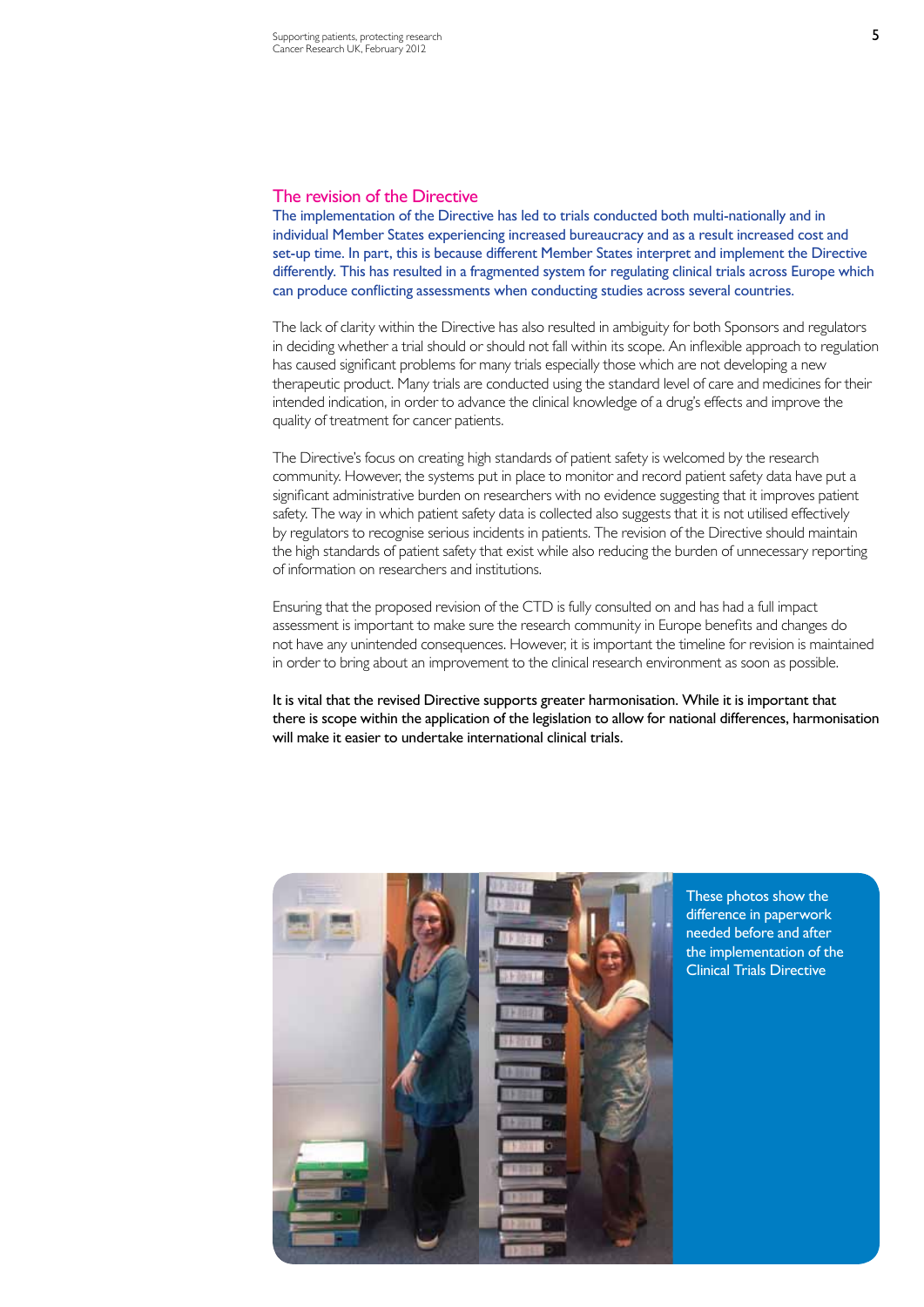## The revision of the Directive

The implementation of the Directive has led to trials conducted both multi-nationally and in individual Member States experiencing increased bureaucracy and as a result increased cost and set-up time. In part, this is because different Member States interpret and implement the Directive differently. This has resulted in a fragmented system for regulating clinical trials across Europe which can produce conflicting assessments when conducting studies across several countries.

The lack of clarity within the Directive has also resulted in ambiguity for both Sponsors and regulators in deciding whether a trial should or should not fall within its scope. An inflexible approach to regulation has caused significant problems for many trials especially those which are not developing a new therapeutic product. Many trials are conducted using the standard level of care and medicines for their intended indication, in order to advance the clinical knowledge of a drug's effects and improve the quality of treatment for cancer patients.

The Directive's focus on creating high standards of patient safety is welcomed by the research community. However, the systems put in place to monitor and record patient safety data have put a significant administrative burden on researchers with no evidence suggesting that it improves patient safety. The way in which patient safety data is collected also suggests that it is not utilised effectively by regulators to recognise serious incidents in patients. The revision of the Directive should maintain the high standards of patient safety that exist while also reducing the burden of unnecessary reporting of information on researchers and institutions.

Ensuring that the proposed revision of the CTD is fully consulted on and has had a full impact assessment is important to make sure the research community in Europe benefits and changes do not have any unintended consequences. However, it is important the timeline for revision is maintained in order to bring about an improvement to the clinical research environment as soon as possible.

**It is vital that the revised Directive supports greater harmonisation. While it is important that there is scope within the application of the legislation to allow for national differences, harmonisation will make it easier to undertake international clinical trials.**

These photos show the difference in paperwork needed before and after the implementation of the Clinical Trials Directive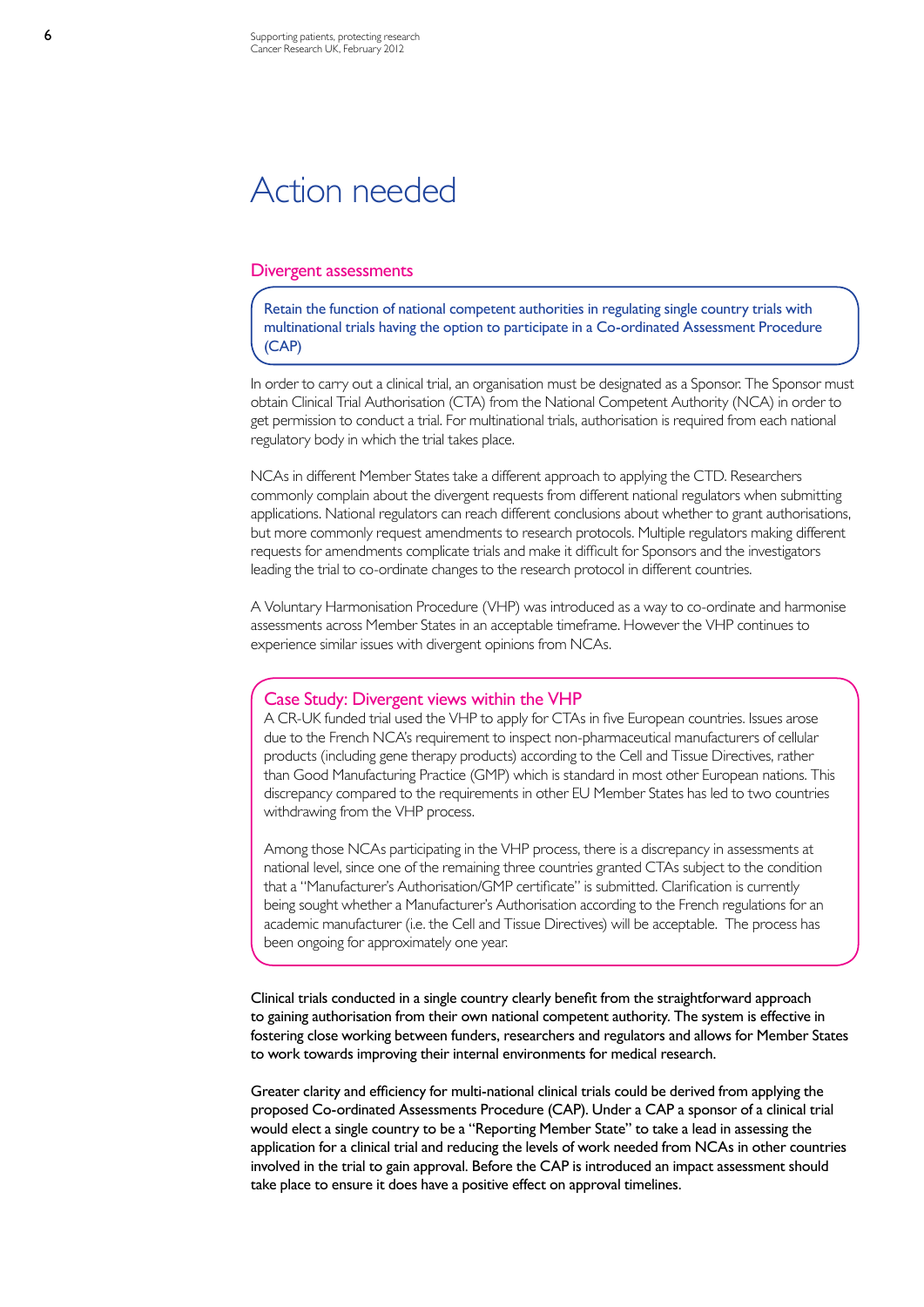# Action needed

## Divergent assessments

> Retain the function of national competent authorities in regulating single country trials with multinational trials having the option to participate in a Co-ordinated Assessment Procedure (CAP)

In order to carry out a clinical trial, an organisation must be designated as a Sponsor. The Sponsor must obtain Clinical Trial Authorisation (CTA) from the National Competent Authority (NCA) in order to get permission to conduct a trial. For multinational trials, authorisation is required from each national regulatory body in which the trial takes place.

NCAs in different Member States take a different approach to applying the CTD. Researchers commonly complain about the divergent requests from different national regulators when submitting applications. National regulators can reach different conclusions about whether to grant authorisations, but more commonly request amendments to research protocols. Multiple regulators making different requests for amendments complicate trials and make it difficult for Sponsors and the investigators leading the trial to co-ordinate changes to the research protocol in different countries.

A Voluntary Harmonisation Procedure (VHP) was introduced as a way to co-ordinate and harmonise assessments across Member States in an acceptable timeframe. However the VHP continues to experience similar issues with divergent opinions from NCAs.

### Case Study: Divergent views within the VHP

A CR-UK funded trial used the VHP to apply for CTAs in five European countries. Issues arose due to the French NCA's requirement to inspect non-pharmaceutical manufacturers of cellular products (including gene therapy products) according to the Cell and Tissue Directives, rather than Good Manufacturing Practice (GMP) which is standard in most other European nations. This discrepancy compared to the requirements in other EU Member States has led to two countries withdrawing from the VHP process.

Among those NCAs participating in the VHP process, there is a discrepancy in assessments at national level, since one of the remaining three countries granted CTAs subject to the condition that a "Manufacturer's Authorisation/GMP certificate" is submitted. Clarification is currently being sought whether a Manufacturer's Authorisation according to the French regulations for an academic manufacturer (i.e. the Cell and Tissue Directives) will be acceptable. The process has been ongoing for approximately one year.

Clinical trials conducted in a single country clearly benefit from the straightforward approach to gaining authorisation from their own national competent authority. The system is effective in fostering close working between funders, researchers and regulators and allows for Member States to work towards improving their internal environments for medical research.

Greater clarity and efficiency for multi-national clinical trials could be derived from applying the proposed Co-ordinated Assessments Procedure (CAP). Under a CAP a sponsor of a clinical trial would elect a single country to be a "Reporting Member State" to take a lead in assessing the application for a clinical trial and reducing the levels of work needed from NCAs in other countries involved in the trial to gain approval. Before the CAP is introduced an impact assessment should take place to ensure it does have a positive effect on approval timelines.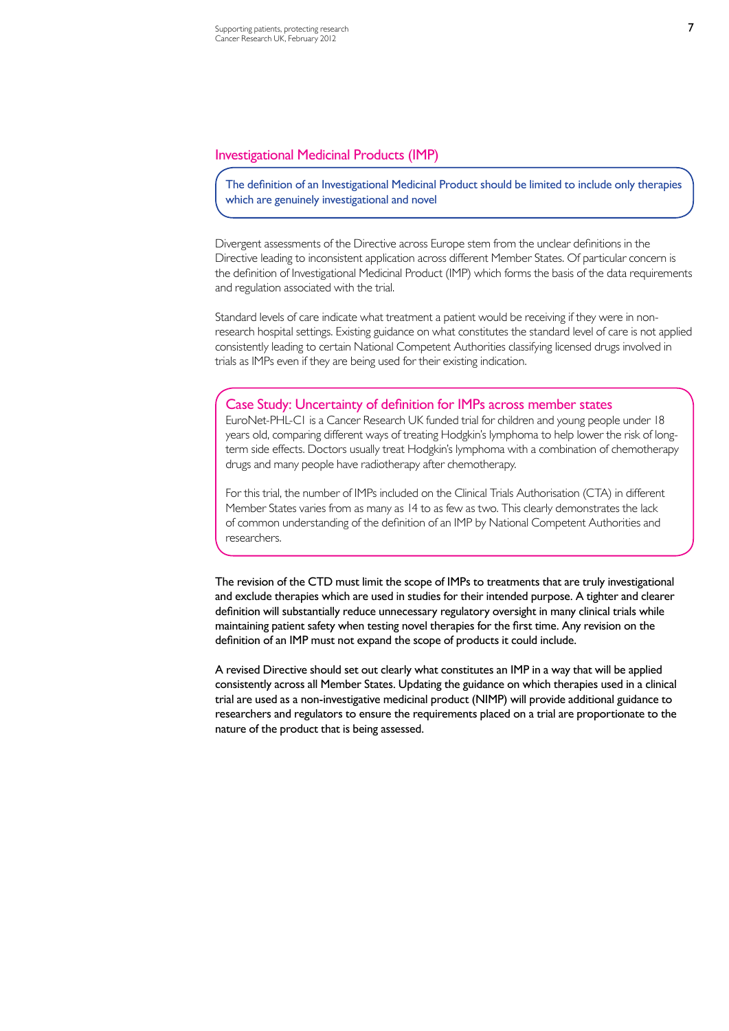## Investigational Medicinal Products (IMP)

> The definition of an Investigational Medicinal Product should be limited to include only therapies which are genuinely investigational and novel

Divergent assessments of the Directive across Europe stem from the unclear definitions in the Directive leading to inconsistent application across different Member States. Of particular concern is the definition of Investigational Medicinal Product (IMP) which forms the basis of the data requirements and regulation associated with the trial.

Standard levels of care indicate what treatment a patient would be receiving if they were in non-research hospital settings. Existing guidance on what constitutes the standard level of care is not applied consistently leading to certain National Competent Authorities classifying licensed drugs involved in trials as IMPs even if they are being used for their existing indication.

### Case Study: Uncertainty of definition for IMPs across member states

EuroNet-PHL-C1 is a Cancer Research UK funded trial for children and young people under 18 years old, comparing different ways of treating Hodgkin's lymphoma to help lower the risk of long-term side effects. Doctors usually treat Hodgkin's lymphoma with a combination of chemotherapy drugs and many people have radiotherapy after chemotherapy.

For this trial, the number of IMPs included on the Clinical Trials Authorisation (CTA) in different Member States varies from as many as 14 to as few as two. This clearly demonstrates the lack of common understanding of the definition of an IMP by National Competent Authorities and researchers.

**The revision of the CTD must limit the scope of IMPs to treatments that are truly investigational and exclude therapies which are used in studies for their intended purpose. A tighter and clearer definition will substantially reduce unnecessary regulatory oversight in many clinical trials while maintaining patient safety when testing novel therapies for the first time. Any revision on the definition of an IMP must not expand the scope of products it could include.**

**A revised Directive should set out clearly what constitutes an IMP in a way that will be applied consistently across all Member States. Updating the guidance on which therapies used in a clinical trial are used as a non-investigative medicinal product (NIMP) will provide additional guidance to researchers and regulators to ensure the requirements placed on a trial are proportionate to the nature of the product that is being assessed.**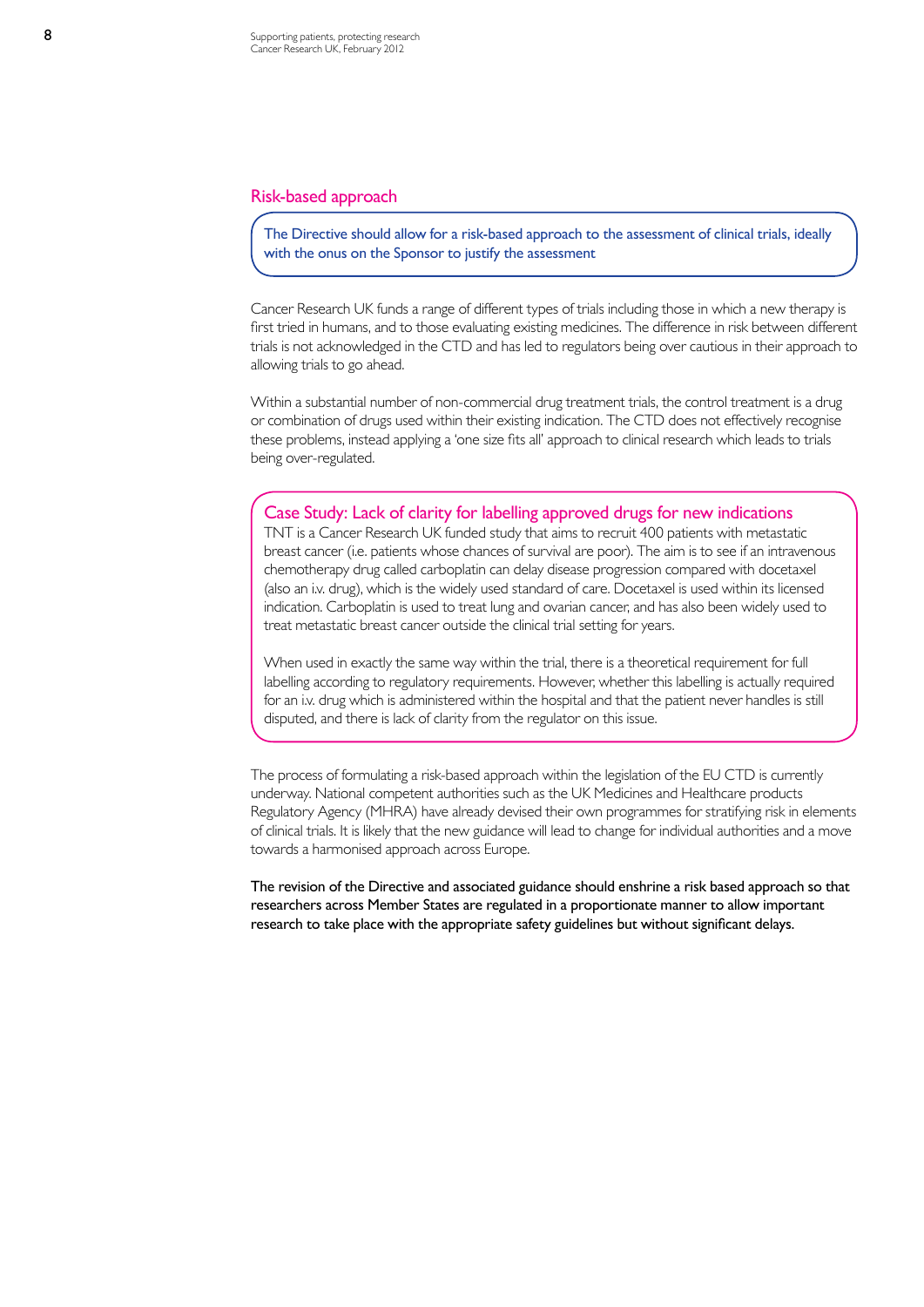## Risk-based approach

**The Directive should allow for a risk-based approach to the assessment of clinical trials, ideally with the onus on the Sponsor to justify the assessment**

Cancer Research UK funds a range of different types of trials including those in which a new therapy is first tried in humans, and to those evaluating existing medicines. The difference in risk between different trials is not acknowledged in the CTD and has led to regulators being over cautious in their approach to allowing trials to go ahead.

Within a substantial number of non-commercial drug treatment trials, the control treatment is a drug or combination of drugs used within their existing indication. The CTD does not effectively recognise these problems, instead applying a 'one size fits all' approach to clinical research which leads to trials being over-regulated.

### Case Study: Lack of clarity for labelling approved drugs for new indications

TNT is a Cancer Research UK funded study that aims to recruit 400 patients with metastatic breast cancer (i.e. patients whose chances of survival are poor). The aim is to see if an intravenous chemotherapy drug called carboplatin can delay disease progression compared with docetaxel (also an i.v. drug), which is the widely used standard of care. Docetaxel is used within its licensed indication. Carboplatin is used to treat lung and ovarian cancer, and has also been widely used to treat metastatic breast cancer outside the clinical trial setting for years.

When used in exactly the same way within the trial, there is a theoretical requirement for full labelling according to regulatory requirements. However, whether this labelling is actually required for an i.v. drug which is administered within the hospital and that the patient never handles is still disputed, and there is lack of clarity from the regulator on this issue.

The process of formulating a risk-based approach within the legislation of the EU CTD is currently underway. National competent authorities such as the UK Medicines and Healthcare products Regulatory Agency (MHRA) have already devised their own programmes for stratifying risk in elements of clinical trials. It is likely that the new guidance will lead to change for individual authorities and a move towards a harmonised approach across Europe.

**The revision of the Directive and associated guidance should enshrine a risk based approach so that researchers across Member States are regulated in a proportionate manner to allow important research to take place with the appropriate safety guidelines but without significant delays.**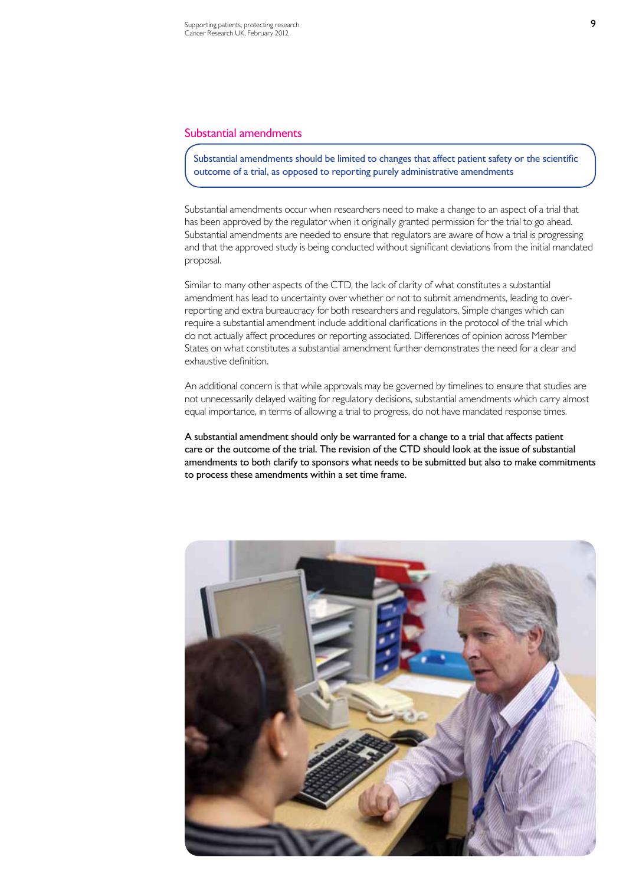## Substantial amendments

Substantial amendments should be limited to changes that affect patient safety or the scientific outcome of a trial, as opposed to reporting purely administrative amendments

Substantial amendments occur when researchers need to make a change to an aspect of a trial that has been approved by the regulator when it originally granted permission for the trial to go ahead. Substantial amendments are needed to ensure that regulators are aware of how a trial is progressing and that the approved study is being conducted without significant deviations from the initial mandated proposal.

Similar to many other aspects of the CTD, the lack of clarity of what constitutes a substantial amendment has lead to uncertainty over whether or not to submit amendments, leading to over-reporting and extra bureaucracy for both researchers and regulators. Simple changes which can require a substantial amendment include additional clarifications in the protocol of the trial which do not actually affect procedures or reporting associated. Differences of opinion across Member States on what constitutes a substantial amendment further demonstrates the need for a clear and exhaustive definition.

An additional concern is that while approvals may be governed by timelines to ensure that studies are not unnecessarily delayed waiting for regulatory decisions, substantial amendments which carry almost equal importance, in terms of allowing a trial to progress, do not have mandated response times.

**A substantial amendment should only be warranted for a change to a trial that affects patient care or the outcome of the trial. The revision of the CTD should look at the issue of substantial amendments to both clarify to sponsors what needs to be submitted but also to make commitments to process these amendments within a set time frame.**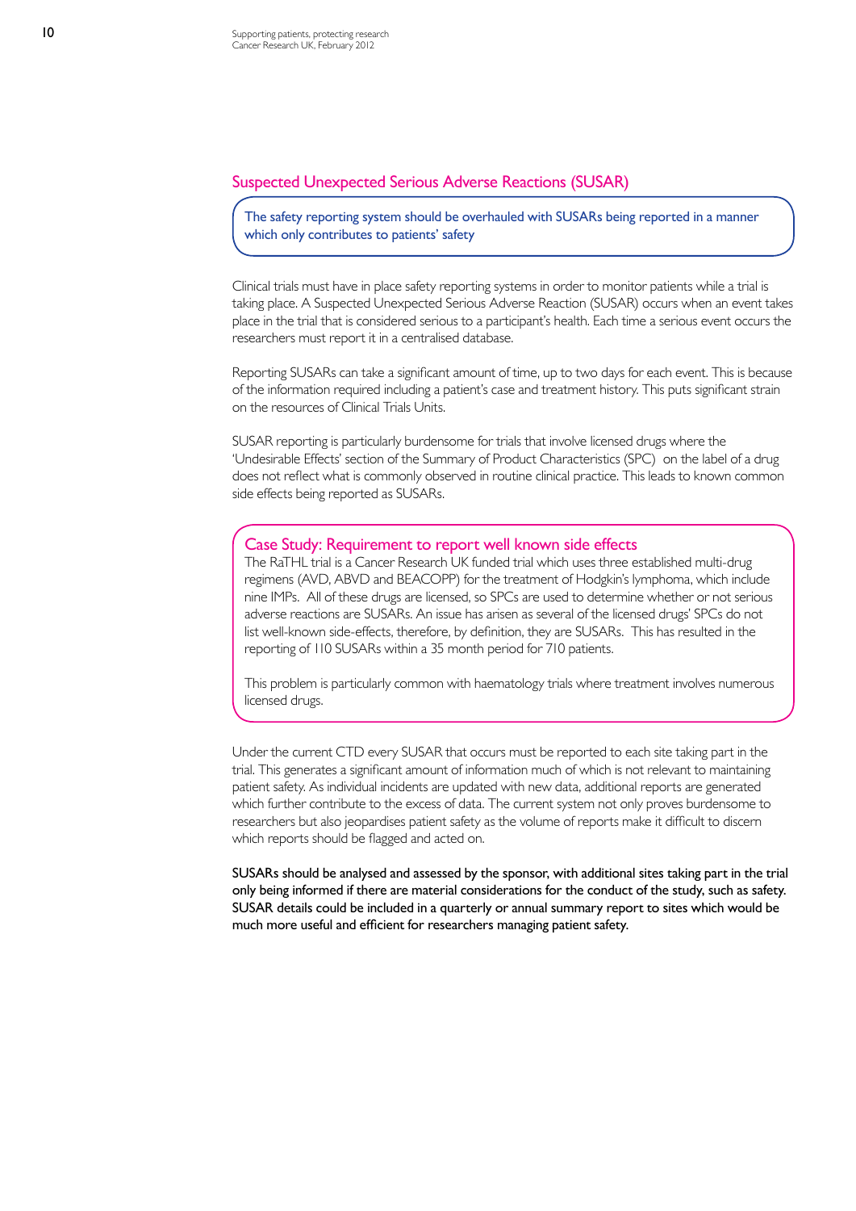## Suspected Unexpected Serious Adverse Reactions (SUSAR)

> The safety reporting system should be overhauled with SUSARs being reported in a manner which only contributes to patients' safety

Clinical trials must have in place safety reporting systems in order to monitor patients while a trial is taking place. A Suspected Unexpected Serious Adverse Reaction (SUSAR) occurs when an event takes place in the trial that is considered serious to a participant's health. Each time a serious event occurs the researchers must report it in a centralised database.

Reporting SUSARs can take a significant amount of time, up to two days for each event. This is because of the information required including a patient's case and treatment history. This puts significant strain on the resources of Clinical Trials Units.

SUSAR reporting is particularly burdensome for trials that involve licensed drugs where the 'Undesirable Effects' section of the Summary of Product Characteristics (SPC) on the label of a drug does not reflect what is commonly observed in routine clinical practice. This leads to known common side effects being reported as SUSARs.

### Case Study: Requirement to report well known side effects

The RaTHL trial is a Cancer Research UK funded trial which uses three established multi-drug regimens (AVD, ABVD and BEACOPP) for the treatment of Hodgkin's lymphoma, which include nine IMPs. All of these drugs are licensed, so SPCs are used to determine whether or not serious adverse reactions are SUSARs. An issue has arisen as several of the licensed drugs' SPCs do not list well-known side-effects, therefore, by definition, they are SUSARs. This has resulted in the reporting of 110 SUSARs within a 35 month period for 710 patients.

This problem is particularly common with haematology trials where treatment involves numerous licensed drugs.

Under the current CTD every SUSAR that occurs must be reported to each site taking part in the trial. This generates a significant amount of information much of which is not relevant to maintaining patient safety. As individual incidents are updated with new data, additional reports are generated which further contribute to the excess of data. The current system not only proves burdensome to researchers but also jeopardises patient safety as the volume of reports make it difficult to discern which reports should be flagged and acted on.

**SUSARs should be analysed and assessed by the sponsor, with additional sites taking part in the trial only being informed if there are material considerations for the conduct of the study, such as safety. SUSAR details could be included in a quarterly or annual summary report to sites which would be much more useful and efficient for researchers managing patient safety.**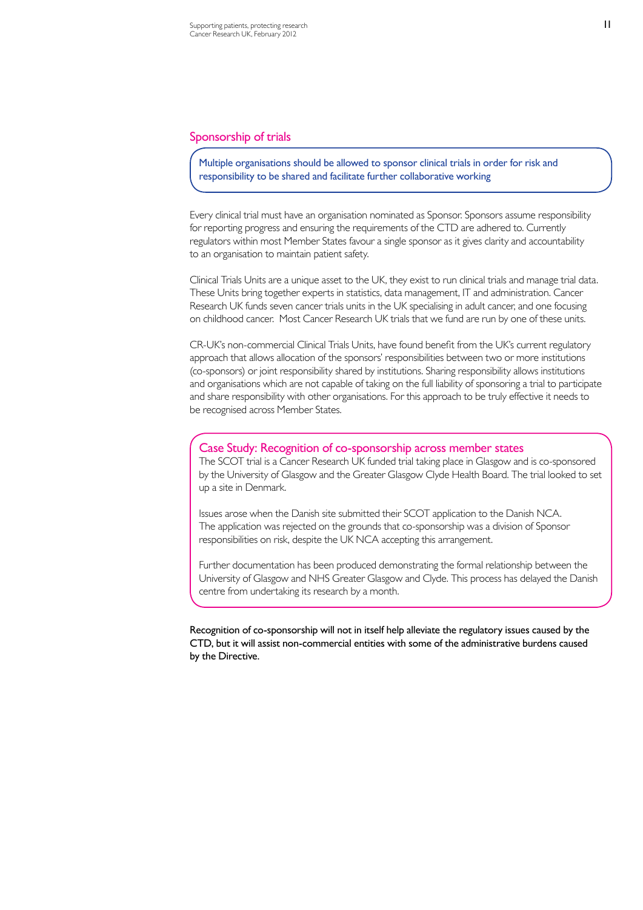## Sponsorship of trials

**Multiple organisations should be allowed to sponsor clinical trials in order for risk and responsibility to be shared and facilitate further collaborative working**

Every clinical trial must have an organisation nominated as Sponsor. Sponsors assume responsibility for reporting progress and ensuring the requirements of the CTD are adhered to. Currently regulators within most Member States favour a single sponsor as it gives clarity and accountability to an organisation to maintain patient safety.

Clinical Trials Units are a unique asset to the UK, they exist to run clinical trials and manage trial data. These Units bring together experts in statistics, data management, IT and administration. Cancer Research UK funds seven cancer trials units in the UK specialising in adult cancer, and one focusing on childhood cancer. Most Cancer Research UK trials that we fund are run by one of these units.

CR-UK's non-commercial Clinical Trials Units, have found benefit from the UK's current regulatory approach that allows allocation of the sponsors' responsibilities between two or more institutions (co-sponsors) or joint responsibility shared by institutions. Sharing responsibility allows institutions and organisations which are not capable of taking on the full liability of sponsoring a trial to participate and share responsibility with other organisations. For this approach to be truly effective it needs to be recognised across Member States.

### Case Study: Recognition of co-sponsorship across member states

The SCOT trial is a Cancer Research UK funded trial taking place in Glasgow and is co-sponsored by the University of Glasgow and the Greater Glasgow Clyde Health Board. The trial looked to set up a site in Denmark.

Issues arose when the Danish site submitted their SCOT application to the Danish NCA. The application was rejected on the grounds that co-sponsorship was a division of Sponsor responsibilities on risk, despite the UK NCA accepting this arrangement.

Further documentation has been produced demonstrating the formal relationship between the University of Glasgow and NHS Greater Glasgow and Clyde. This process has delayed the Danish centre from undertaking its research by a month.

**Recognition of co-sponsorship will not in itself help alleviate the regulatory issues caused by the CTD, but it will assist non-commercial entities with some of the administrative burdens caused by the Directive.**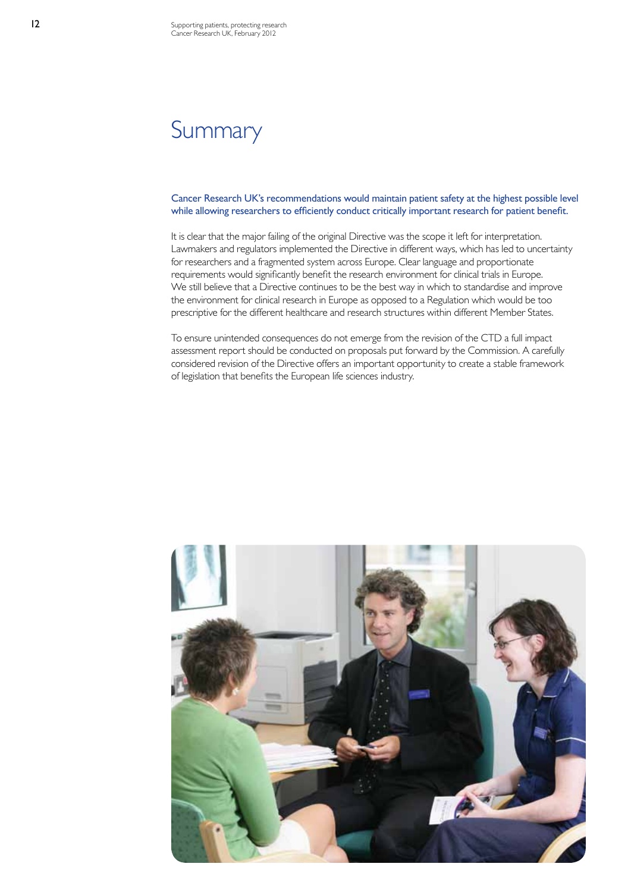# Summary

**Cancer Research UK's recommendations would maintain patient safety at the highest possible level while allowing researchers to efficiently conduct critically important research for patient benefit.**

It is clear that the major failing of the original Directive was the scope it left for interpretation. Lawmakers and regulators implemented the Directive in different ways, which has led to uncertainty for researchers and a fragmented system across Europe. Clear language and proportionate requirements would significantly benefit the research environment for clinical trials in Europe. We still believe that a Directive continues to be the best way in which to standardise and improve the environment for clinical research in Europe as opposed to a Regulation which would be too prescriptive for the different healthcare and research structures within different Member States.

To ensure unintended consequences do not emerge from the revision of the CTD a full impact assessment report should be conducted on proposals put forward by the Commission. A carefully considered revision of the Directive offers an important opportunity to create a stable framework of legislation that benefits the European life sciences industry.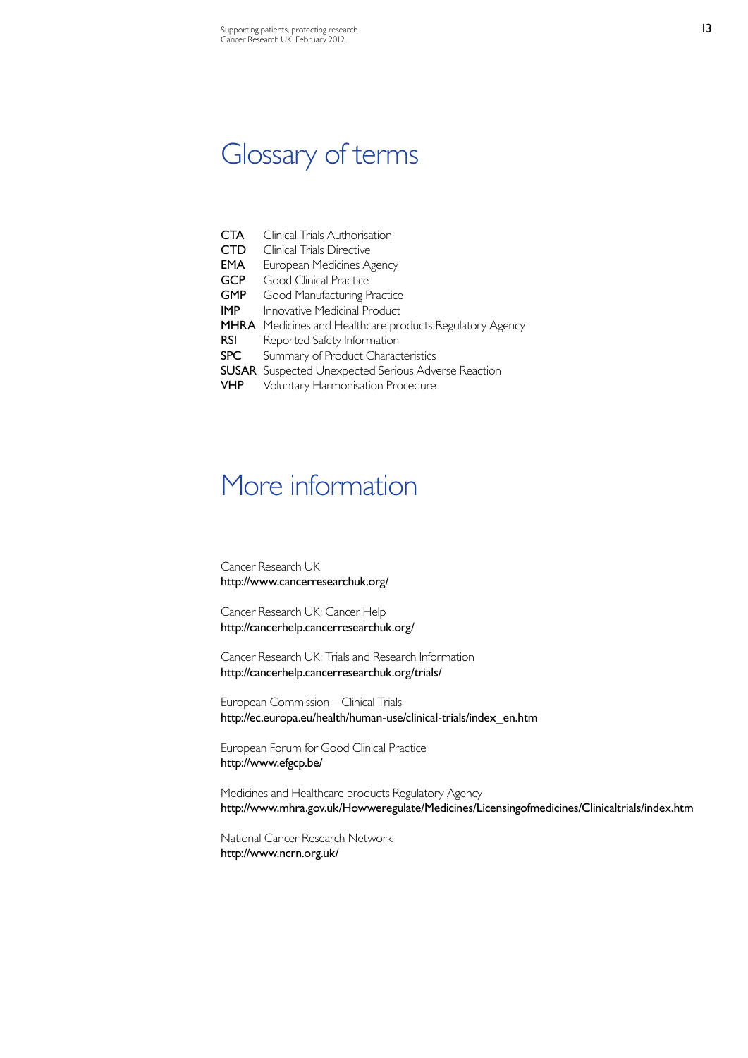# Glossary of terms

| | |
|---|---|
| **CTA** | Clinical Trials Authorisation |
| **CTD** | Clinical Trials Directive |
| **EMA** | European Medicines Agency |
| **GCP** | Good Clinical Practice |
| **GMP** | Good Manufacturing Practice |
| **IMP** | Innovative Medicinal Product |
| **MHRA** | Medicines and Healthcare products Regulatory Agency |
| **RSI** | Reported Safety Information |
| **SPC** | Summary of Product Characteristics |
| **SUSAR** | Suspected Unexpected Serious Adverse Reaction |
| **VHP** | Voluntary Harmonisation Procedure |

# More information

Cancer Research UK
http://www.cancerresearchuk.org/

Cancer Research UK: Cancer Help
http://cancerhelp.cancerresearchuk.org/

Cancer Research UK: Trials and Research Information
http://cancerhelp.cancerresearchuk.org/trials/

European Commission – Clinical Trials
http://ec.europa.eu/health/human-use/clinical-trials/index_en.htm

European Forum for Good Clinical Practice
http://www.efgcp.be/

Medicines and Healthcare products Regulatory Agency
http://www.mhra.gov.uk/Howweregulate/Medicines/Licensingofmedicines/Clinicaltrials/index.htm

National Cancer Research Network
http://www.ncrn.org.uk/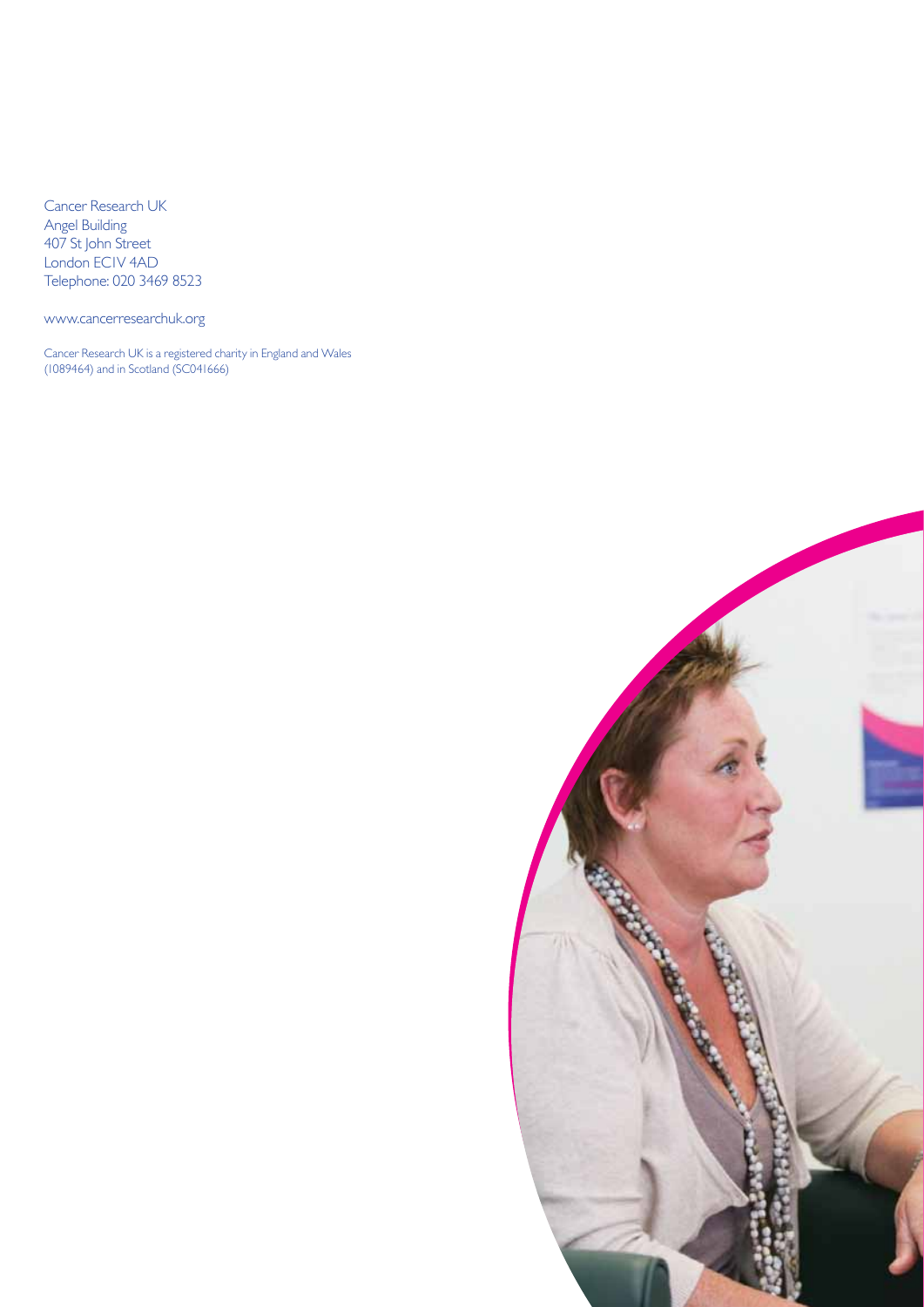Cancer Research UK
Angel Building
407 St John Street
London EC1V 4AD
Telephone: 020 3469 8523

www.cancerresearchuk.org

Cancer Research UK is a registered charity in England and Wales (1089464) and in Scotland (SC041666)